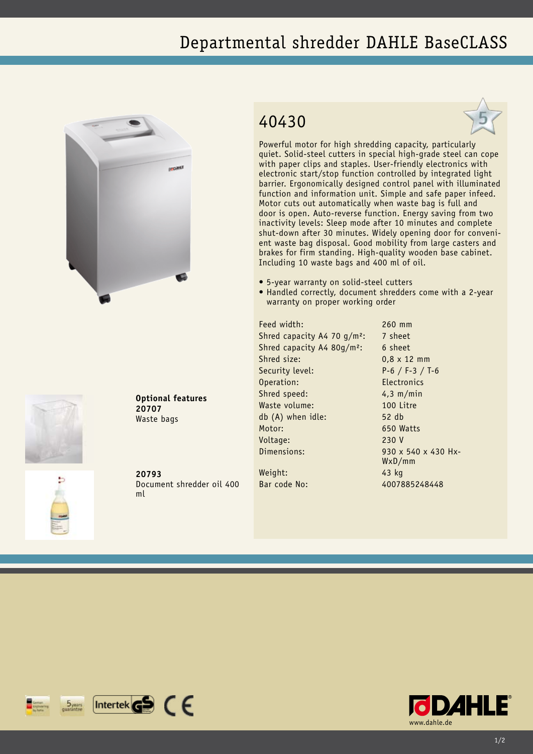# Departmental shredder DAHLE BaseCLASS

## 40430

Powerful motor for high shredding capacity, particularly quiet. Solid-steel cutters in special high-grade steel can cope with paper clips and staples. User-friendly electronics with electronic start/stop function controlled by integrated light barrier. Ergonomically designed control panel with illuminated function and information unit. Simple and safe paper infeed. Motor cuts out automatically when waste bag is full and door is open. Auto-reverse function. Energy saving from two inactivity levels: Sleep mode after 10 minutes and complete shut-down after 30 minutes. Widely opening door for convenient waste bag disposal. Good mobility from large casters and brakes for firm standing. High-quality wooden base cabinet. Including 10 waste bags and 400 ml of oil.

- 5-year warranty on solid-steel cutters
- Handled correctly, document shredders come with a 2-year warranty on proper working order

| | |
|---|---|
| Feed width: | 260 mm |
| Shred capacity A4 70 g/m²: | 7 sheet |
| Shred capacity A4 80g/m²: | 6 sheet |
| Shred size: | 0,8 x 12 mm |
| Security level: | P-6 / F-3 / T-6 |
| Operation: | Electronics |
| Shred speed: | 4,3 m/min |
| Waste volume: | 100 Litre |
| db (A) when idle: | 52 db |
| Motor: | 650 Watts |
| Voltage: | 230 V |
| Dimensions: | 930 x 540 x 430 Hx-WxD/mm |
| Weight: | 43 kg |
| Bar code No: | 4007885248448 |

**Optional features**
**20707**
Waste bags

**20793**
Document shredder oil 400 ml

www.dahle.de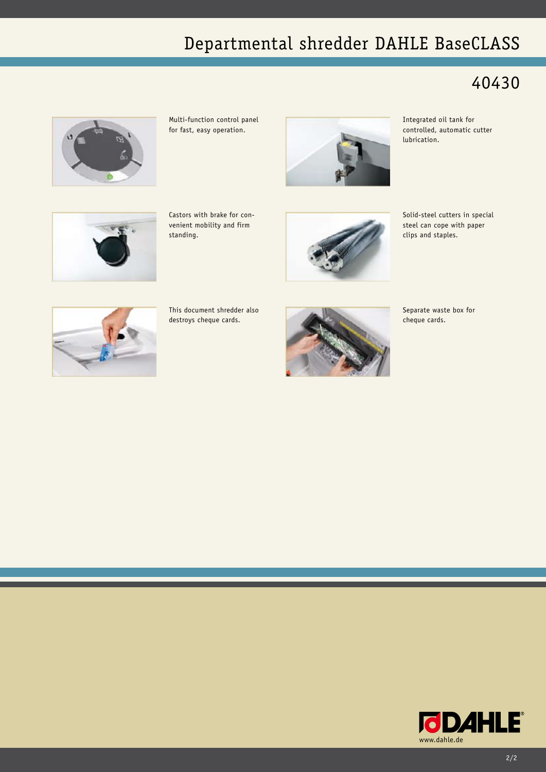# Departmental shredder DAHLE BaseCLASS

## 40430

Multi-function control panel for fast, easy operation.

Integrated oil tank for controlled, automatic cutter lubrication.

Castors with brake for convenient mobility and firm standing.

Solid-steel cutters in special steel can cope with paper clips and staples.

This document shredder also destroys cheque cards.

Separate waste box for cheque cards.

www.dahle.de